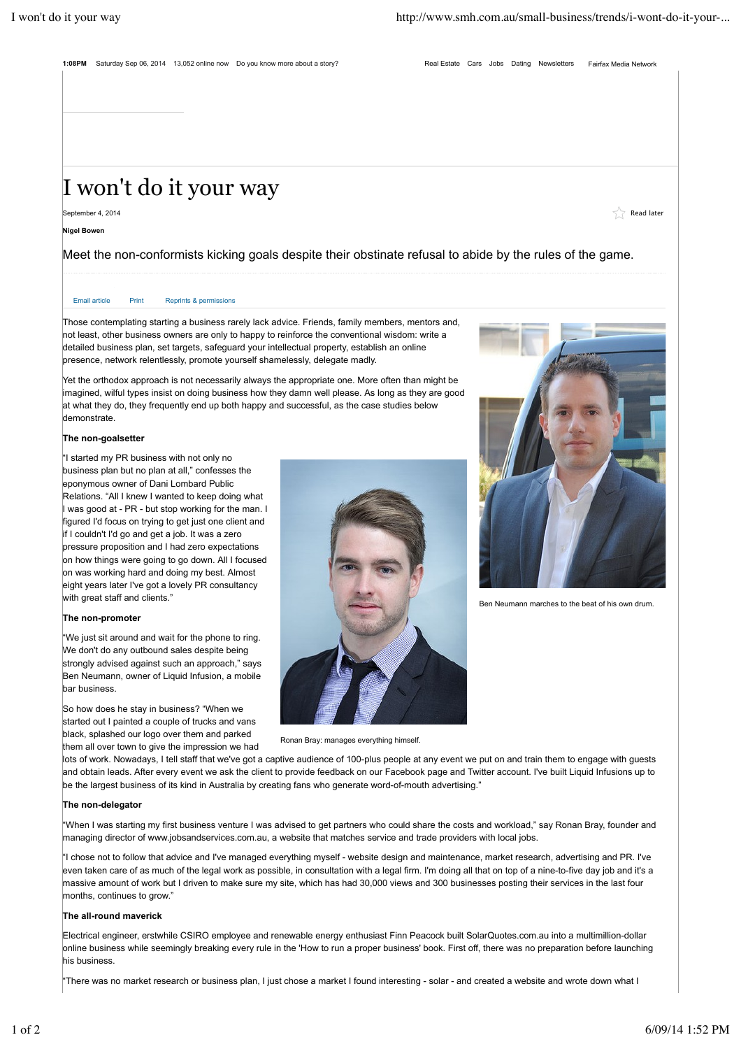# I won't do it your way

September 4, 2014

**Nigel Bowen**

Meet the non-conformists kicking goals despite their obstinate refusal to abide by the rules of the game.

Those contemplating starting a business rarely lack advice. Friends, family members, mentors and, not least, other business owners are only to happy to reinforce the conventional wisdom: write a detailed business plan, set targets, safeguard your intellectual property, establish an online presence, network relentlessly, promote yourself shamelessly, delegate madly.

Yet the orthodox approach is not necessarily always the appropriate one. More often than might be imagined, wilful types insist on doing business how they damn well please. As long as they are good at what they do, they frequently end up both happy and successful, as the case studies below demonstrate.

**The non-goalsetter**

"I started my PR business with not only no business plan but no plan at all," confesses the eponymous owner of Dani Lombard Public Relations. "All I knew I wanted to keep doing what I was good at - PR - but stop working for the man. I figured I'd focus on trying to get just one client and if I couldn't I'd go and get a job. It was a zero pressure proposition and I had zero expectations on how things were going to go down. All I focused on was working hard and doing my best. Almost eight years later I've got a lovely PR consultancy with great staff and clients."

**The non-promoter**

"We just sit around and wait for the phone to ring. We don't do any outbound sales despite being strongly advised against such an approach," says Ben Neumann, owner of Liquid Infusion, a mobile bar business.

So how does he stay in business? "When we started out I painted a couple of trucks and vans black, splashed our logo over them and parked them all over town to give the impression we had lots of work. Nowadays, I tell staff that we've got a captive audience of 100-plus people at any event we put on and train them to engage with guests and obtain leads. After every event we ask the client to provide feedback on our Facebook page and Twitter account. I've built Liquid Infusions up to be the largest business of its kind in Australia by creating fans who generate word-of-mouth advertising."

Ronan Bray: manages everything himself.

Ben Neumann marches to the beat of his own drum.

**The non-delegator**

"When I was starting my first business venture I was advised to get partners who could share the costs and workload," say Ronan Bray, founder and managing director of www.jobsandservices.com.au, a website that matches service and trade providers with local jobs.

"I chose not to follow that advice and I've managed everything myself - website design and maintenance, market research, advertising and PR. I've even taken care of as much of the legal work as possible, in consultation with a legal firm. I'm doing all that on top of a nine-to-five day job and it's a massive amount of work but I driven to make sure my site, which has had 30,000 views and 300 businesses posting their services in the last four months, continues to grow."

**The all-round maverick**

Electrical engineer, erstwhile CSIRO employee and renewable energy enthusiast Finn Peacock built SolarQuotes.com.au into a multimillion-dollar online business while seemingly breaking every rule in the 'How to run a proper business' book. First off, there was no preparation before launching his business.

"There was no market research or business plan, I just chose a market I found interesting - solar - and created a website and wrote down what I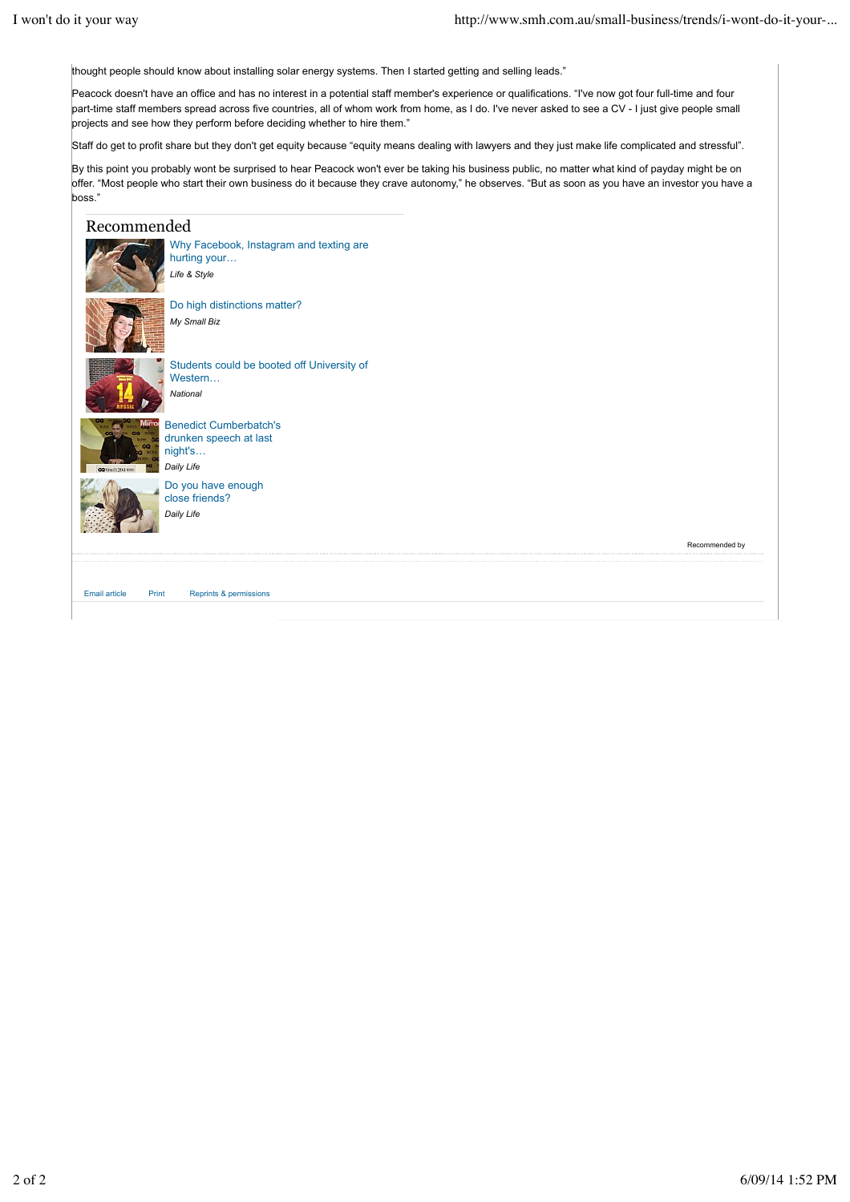thought people should know about installing solar energy systems. Then I started getting and selling leads."

Peacock doesn't have an office and has no interest in a potential staff member's experience or qualifications. "I've now got four full-time and four part-time staff members spread across five countries, all of whom work from home, as I do. I've never asked to see a CV - I just give people small projects and see how they perform before deciding whether to hire them."

Staff do get to profit share but they don't get equity because "equity means dealing with lawyers and they just make life complicated and stressful".

By this point you probably wont be surprised to hear Peacock won't ever be taking his business public, no matter what kind of payday might be on offer. "Most people who start their own business do it because they crave autonomy," he observes. "But as soon as you have an investor you have a boss."

## Recommended

Why Facebook, Instagram and texting are hurting your…
*Life & Style*

Do high distinctions matter?
*My Small Biz*

Students could be booted off University of Western…
*National*

Benedict Cumberbatch's drunken speech at last night's…
*Daily Life*

Do you have enough close friends?
*Daily Life*

Recommended by

Email article Print Reprints & permissions